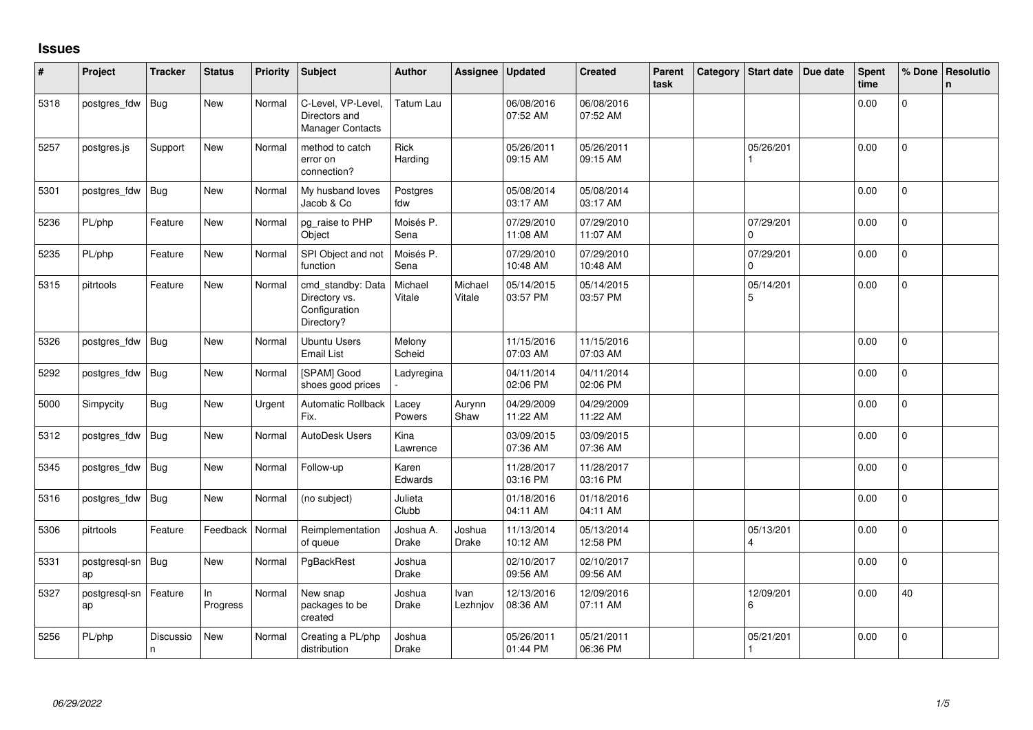## Issues

| # | Project | Tracker | Status | Priority | Subject | Author | Assignee | Updated | Created | Parent task | Category | Start date | Due date | Spent time | % Done | Resolution |
|---|---|---|---|---|---|---|---|---|---|---|---|---|---|---|---|---|
| 5318 | postgres_fdw | Bug | New | Normal | C-Level, VP-Level, Directors and Manager Contacts | Tatum Lau | | 06/08/2016 07:52 AM | 06/08/2016 07:52 AM | | | | | 0.00 | 0 | |
| 5257 | postgres.js | Support | New | Normal | method to catch error on connection? | Rick Harding | | 05/26/2011 09:15 AM | 05/26/2011 09:15 AM | | | 05/26/2011 | | 0.00 | 0 | |
| 5301 | postgres_fdw | Bug | New | Normal | My husband loves Jacob & Co | Postgres fdw | | 05/08/2014 03:17 AM | 05/08/2014 03:17 AM | | | | | 0.00 | 0 | |
| 5236 | PL/php | Feature | New | Normal | pg_raise to PHP Object | Moisés P. Sena | | 07/29/2010 11:08 AM | 07/29/2010 11:07 AM | | | 07/29/2010 | | 0.00 | 0 | |
| 5235 | PL/php | Feature | New | Normal | SPI Object and not function | Moisés P. Sena | | 07/29/2010 10:48 AM | 07/29/2010 10:48 AM | | | 07/29/2010 | | 0.00 | 0 | |
| 5315 | pitrtools | Feature | New | Normal | cmd_standby: Data Directory vs. Configuration Directory? | Michael Vitale | Michael Vitale | 05/14/2015 03:57 PM | 05/14/2015 03:57 PM | | | 05/14/2015 | | 0.00 | 0 | |
| 5326 | postgres_fdw | Bug | New | Normal | Ubuntu Users Email List | Melony Scheid | | 11/15/2016 07:03 AM | 11/15/2016 07:03 AM | | | | | 0.00 | 0 | |
| 5292 | postgres_fdw | Bug | New | Normal | [SPAM] Good shoes good prices | Ladyregina- | | 04/11/2014 02:06 PM | 04/11/2014 02:06 PM | | | | | 0.00 | 0 | |
| 5000 | Simpycity | Bug | New | Urgent | Automatic Rollback Fix. | Lacey Powers | Aurynn Shaw | 04/29/2009 11:22 AM | 04/29/2009 11:22 AM | | | | | 0.00 | 0 | |
| 5312 | postgres_fdw | Bug | New | Normal | AutoDesk Users | Kina Lawrence | | 03/09/2015 07:36 AM | 03/09/2015 07:36 AM | | | | | 0.00 | 0 | |
| 5345 | postgres_fdw | Bug | New | Normal | Follow-up | Karen Edwards | | 11/28/2017 03:16 PM | 11/28/2017 03:16 PM | | | | | 0.00 | 0 | |
| 5316 | postgres_fdw | Bug | New | Normal | (no subject) | Julieta Clubb | | 01/18/2016 04:11 AM | 01/18/2016 04:11 AM | | | | | 0.00 | 0 | |
| 5306 | pitrtools | Feature | Feedback | Normal | Reimplementation of queue | Joshua A. Drake | Joshua Drake | 11/13/2014 10:12 AM | 05/13/2014 12:58 PM | | | 05/13/2014 | | 0.00 | 0 | |
| 5331 | postgresql-snap | Bug | New | Normal | PgBackRest | Joshua Drake | | 02/10/2017 09:56 AM | 02/10/2017 09:56 AM | | | | | 0.00 | 0 | |
| 5327 | postgresql-snap | Feature | In Progress | Normal | New snap packages to be created | Joshua Drake | Ivan Lezhnjov | 12/13/2016 08:36 AM | 12/09/2016 07:11 AM | | | 12/09/2016 | | 0.00 | 40 | |
| 5256 | PL/php | Discussion | New | Normal | Creating a PL/php distribution | Joshua Drake | | 05/26/2011 01:44 PM | 05/21/2011 06:36 PM | | | 05/21/2011 | | 0.00 | 0 | |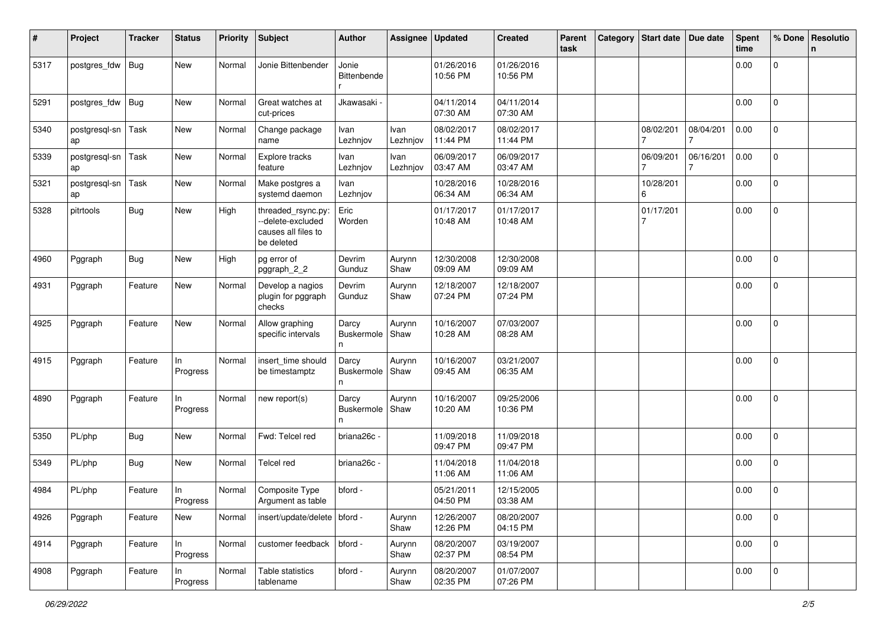| # | Project | Tracker | Status | Priority | Subject | Author | Assignee | Updated | Created | Parent task | Category | Start date | Due date | Spent time | % Done | Resolution |
|---|---|---|---|---|---|---|---|---|---|---|---|---|---|---|---|---|
| 5317 | postgres_fdw | Bug | New | Normal | Jonie Bittenbender | Jonie Bittenbender | | 01/26/2016 10:56 PM | 01/26/2016 10:56 PM | | | | | 0.00 | 0 | |
| 5291 | postgres_fdw | Bug | New | Normal | Great watches at cut-prices | Jkawasaki - | | 04/11/2014 07:30 AM | 04/11/2014 07:30 AM | | | | | 0.00 | 0 | |
| 5340 | postgresql-snap | Task | New | Normal | Change package name | Ivan Lezhnjov | Ivan Lezhnjov | 08/02/2017 11:44 PM | 08/02/2017 11:44 PM | | | 08/02/2017 | 08/04/2017 | 0.00 | 0 | |
| 5339 | postgresql-snap | Task | New | Normal | Explore tracks feature | Ivan Lezhnjov | Ivan Lezhnjov | 06/09/2017 03:47 AM | 06/09/2017 03:47 AM | | | 06/09/2017 | 06/16/2017 | 0.00 | 0 | |
| 5321 | postgresql-snap | Task | New | Normal | Make postgres a systemd daemon | Ivan Lezhnjov | | 10/28/2016 06:34 AM | 10/28/2016 06:34 AM | | | 10/28/2016 | | 0.00 | 0 | |
| 5328 | pitrtools | Bug | New | High | threaded_rsync.py: --delete-excluded causes all files to be deleted | Eric Worden | | 01/17/2017 10:48 AM | 01/17/2017 10:48 AM | | | 01/17/2017 | | 0.00 | 0 | |
| 4960 | Pggraph | Bug | New | High | pg error of pggraph_2_2 | Devrim Gunduz | Aurynn Shaw | 12/30/2008 09:09 AM | 12/30/2008 09:09 AM | | | | | 0.00 | 0 | |
| 4931 | Pggraph | Feature | New | Normal | Develop a nagios plugin for pggraph checks | Devrim Gunduz | Aurynn Shaw | 12/18/2007 07:24 PM | 12/18/2007 07:24 PM | | | | | 0.00 | 0 | |
| 4925 | Pggraph | Feature | New | Normal | Allow graphing specific intervals | Darcy Buskermolen | Aurynn Shaw | 10/16/2007 10:28 AM | 07/03/2007 08:28 AM | | | | | 0.00 | 0 | |
| 4915 | Pggraph | Feature | In Progress | Normal | insert_time should be timestamptz | Darcy Buskermolen | Aurynn Shaw | 10/16/2007 09:45 AM | 03/21/2007 06:35 AM | | | | | 0.00 | 0 | |
| 4890 | Pggraph | Feature | In Progress | Normal | new report(s) | Darcy Buskermolen | Aurynn Shaw | 10/16/2007 10:20 AM | 09/25/2006 10:36 PM | | | | | 0.00 | 0 | |
| 5350 | PL/php | Bug | New | Normal | Fwd: Telcel red | briana26c - | | 11/09/2018 09:47 PM | 11/09/2018 09:47 PM | | | | | 0.00 | 0 | |
| 5349 | PL/php | Bug | New | Normal | Telcel red | briana26c - | | 11/04/2018 11:06 AM | 11/04/2018 11:06 AM | | | | | 0.00 | 0 | |
| 4984 | PL/php | Feature | In Progress | Normal | Composite Type Argument as table | bford - | | 05/21/2011 04:50 PM | 12/15/2005 03:38 AM | | | | | 0.00 | 0 | |
| 4926 | Pggraph | Feature | New | Normal | insert/update/delete | bford - | Aurynn Shaw | 12/26/2007 12:26 PM | 08/20/2007 04:15 PM | | | | | 0.00 | 0 | |
| 4914 | Pggraph | Feature | In Progress | Normal | customer feedback | bford - | Aurynn Shaw | 08/20/2007 02:37 PM | 03/19/2007 08:54 PM | | | | | 0.00 | 0 | |
| 4908 | Pggraph | Feature | In Progress | Normal | Table statistics tablename | bford - | Aurynn Shaw | 08/20/2007 02:35 PM | 01/07/2007 07:26 PM | | | | | 0.00 | 0 | |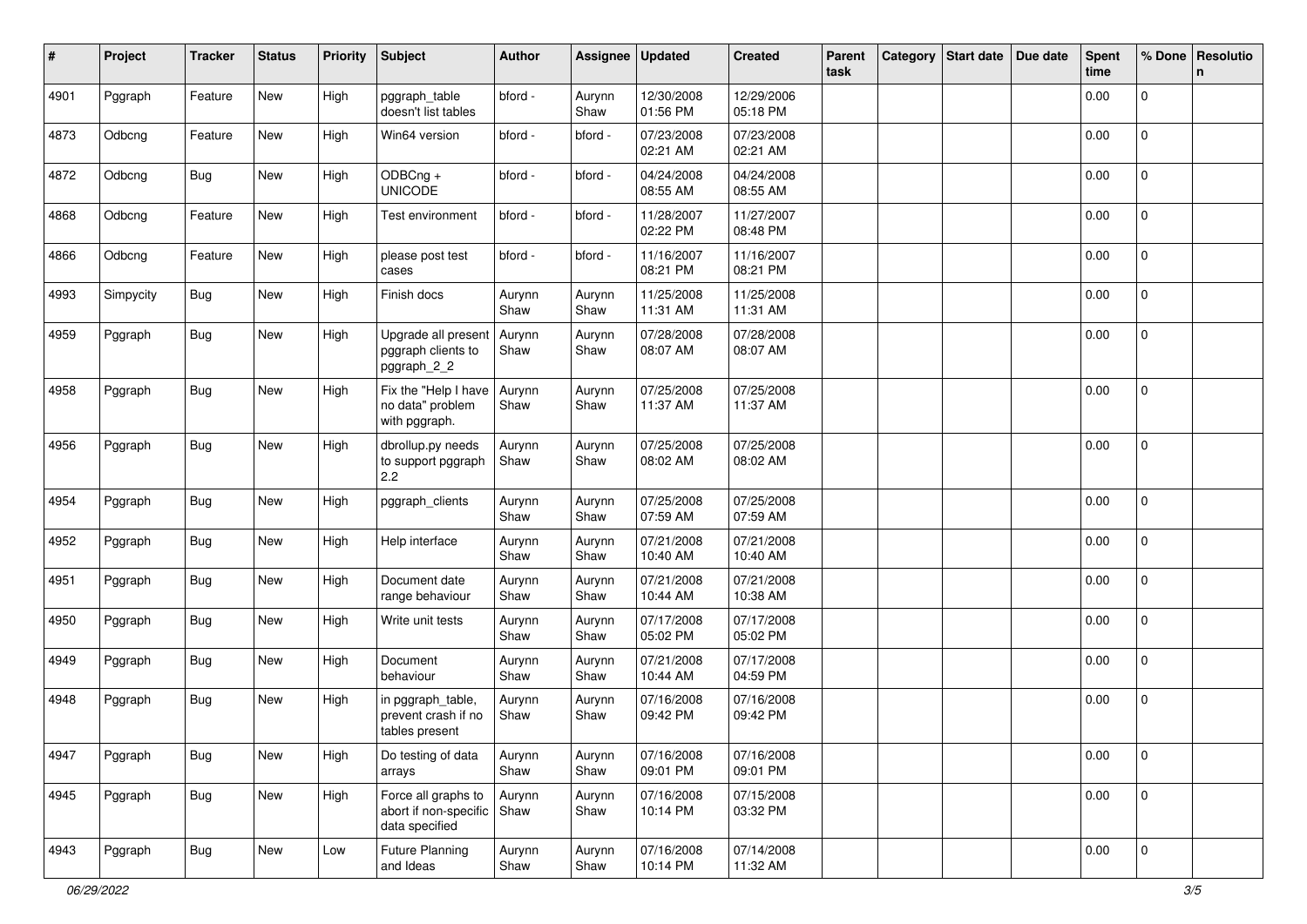| # | Project | Tracker | Status | Priority | Subject | Author | Assignee | Updated | Created | Parent task | Category | Start date | Due date | Spent time | % Done | Resolution |
|---|---|---|---|---|---|---|---|---|---|---|---|---|---|---|---|---|
| 4901 | Pggraph | Feature | New | High | pggraph_table doesn't list tables | bford - | Aurynn Shaw | 12/30/2008 01:56 PM | 12/29/2006 05:18 PM | | | | | 0.00 | 0 | |
| 4873 | Odbcng | Feature | New | High | Win64 version | bford - | bford - | 07/23/2008 02:21 AM | 07/23/2008 02:21 AM | | | | | 0.00 | 0 | |
| 4872 | Odbcng | Bug | New | High | ODBCng + UNICODE | bford - | bford - | 04/24/2008 08:55 AM | 04/24/2008 08:55 AM | | | | | 0.00 | 0 | |
| 4868 | Odbcng | Feature | New | High | Test environment | bford - | bford - | 11/28/2007 02:22 PM | 11/27/2007 08:48 PM | | | | | 0.00 | 0 | |
| 4866 | Odbcng | Feature | New | High | please post test cases | bford - | bford - | 11/16/2007 08:21 PM | 11/16/2007 08:21 PM | | | | | 0.00 | 0 | |
| 4993 | Simpycity | Bug | New | High | Finish docs | Aurynn Shaw | Aurynn Shaw | 11/25/2008 11:31 AM | 11/25/2008 11:31 AM | | | | | 0.00 | 0 | |
| 4959 | Pggraph | Bug | New | High | Upgrade all present pggraph clients to pggraph_2_2 | Aurynn Shaw | Aurynn Shaw | 07/28/2008 08:07 AM | 07/28/2008 08:07 AM | | | | | 0.00 | 0 | |
| 4958 | Pggraph | Bug | New | High | Fix the "Help I have no data" problem with pggraph. | Aurynn Shaw | Aurynn Shaw | 07/25/2008 11:37 AM | 07/25/2008 11:37 AM | | | | | 0.00 | 0 | |
| 4956 | Pggraph | Bug | New | High | dbrollup.py needs to support pggraph 2.2 | Aurynn Shaw | Aurynn Shaw | 07/25/2008 08:02 AM | 07/25/2008 08:02 AM | | | | | 0.00 | 0 | |
| 4954 | Pggraph | Bug | New | High | pggraph_clients | Aurynn Shaw | Aurynn Shaw | 07/25/2008 07:59 AM | 07/25/2008 07:59 AM | | | | | 0.00 | 0 | |
| 4952 | Pggraph | Bug | New | High | Help interface | Aurynn Shaw | Aurynn Shaw | 07/21/2008 10:40 AM | 07/21/2008 10:40 AM | | | | | 0.00 | 0 | |
| 4951 | Pggraph | Bug | New | High | Document date range behaviour | Aurynn Shaw | Aurynn Shaw | 07/21/2008 10:44 AM | 07/21/2008 10:38 AM | | | | | 0.00 | 0 | |
| 4950 | Pggraph | Bug | New | High | Write unit tests | Aurynn Shaw | Aurynn Shaw | 07/17/2008 05:02 PM | 07/17/2008 05:02 PM | | | | | 0.00 | 0 | |
| 4949 | Pggraph | Bug | New | High | Document behaviour | Aurynn Shaw | Aurynn Shaw | 07/21/2008 10:44 AM | 07/17/2008 04:59 PM | | | | | 0.00 | 0 | |
| 4948 | Pggraph | Bug | New | High | in pggraph_table, prevent crash if no tables present | Aurynn Shaw | Aurynn Shaw | 07/16/2008 09:42 PM | 07/16/2008 09:42 PM | | | | | 0.00 | 0 | |
| 4947 | Pggraph | Bug | New | High | Do testing of data arrays | Aurynn Shaw | Aurynn Shaw | 07/16/2008 09:01 PM | 07/16/2008 09:01 PM | | | | | 0.00 | 0 | |
| 4945 | Pggraph | Bug | New | High | Force all graphs to abort if non-specific data specified | Aurynn Shaw | Aurynn Shaw | 07/16/2008 10:14 PM | 07/15/2008 03:32 PM | | | | | 0.00 | 0 | |
| 4943 | Pggraph | Bug | New | Low | Future Planning and Ideas | Aurynn Shaw | Aurynn Shaw | 07/16/2008 10:14 PM | 07/14/2008 11:32 AM | | | | | 0.00 | 0 | |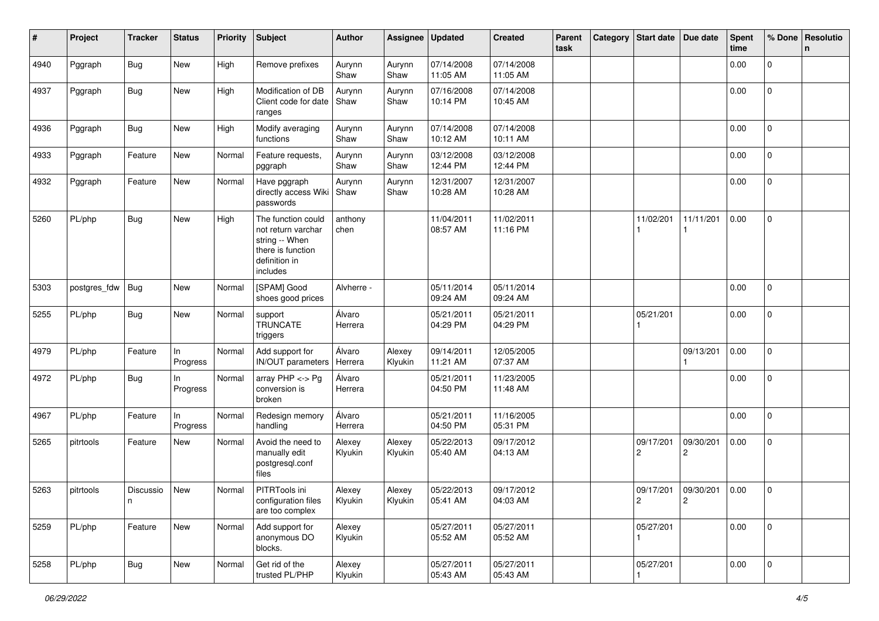| # | Project | Tracker | Status | Priority | Subject | Author | Assignee | Updated | Created | Parent task | Category | Start date | Due date | Spent time | % Done | Resolution |
|---|---|---|---|---|---|---|---|---|---|---|---|---|---|---|---|---|
| 4940 | Pggraph | Bug | New | High | Remove prefixes | Aurynn Shaw | Aurynn Shaw | 07/14/2008 11:05 AM | 07/14/2008 11:05 AM | | | | | 0.00 | 0 | |
| 4937 | Pggraph | Bug | New | High | Modification of DB Client code for date ranges | Aurynn Shaw | Aurynn Shaw | 07/16/2008 10:14 PM | 07/14/2008 10:45 AM | | | | | 0.00 | 0 | |
| 4936 | Pggraph | Bug | New | High | Modify averaging functions | Aurynn Shaw | Aurynn Shaw | 07/14/2008 10:12 AM | 07/14/2008 10:11 AM | | | | | 0.00 | 0 | |
| 4933 | Pggraph | Feature | New | Normal | Feature requests, pggraph | Aurynn Shaw | Aurynn Shaw | 03/12/2008 12:44 PM | 03/12/2008 12:44 PM | | | | | 0.00 | 0 | |
| 4932 | Pggraph | Feature | New | Normal | Have pggraph directly access Wiki passwords | Aurynn Shaw | Aurynn Shaw | 12/31/2007 10:28 AM | 12/31/2007 10:28 AM | | | | | 0.00 | 0 | |
| 5260 | PL/php | Bug | New | High | The function could not return varchar string -- When there is function definition in includes | anthony chen | | 11/04/2011 08:57 AM | 11/02/2011 11:16 PM | | | 11/02/2011 | 11/11/2011 | 0.00 | 0 | |
| 5303 | postgres_fdw | Bug | New | Normal | [SPAM] Good shoes good prices | Alvherre - | | 05/11/2014 09:24 AM | 05/11/2014 09:24 AM | | | | | 0.00 | 0 | |
| 5255 | PL/php | Bug | New | Normal | support TRUNCATE triggers | Álvaro Herrera | | 05/21/2011 04:29 PM | 05/21/2011 04:29 PM | | | 05/21/2011 | | 0.00 | 0 | |
| 4979 | PL/php | Feature | In Progress | Normal | Add support for IN/OUT parameters | Álvaro Herrera | Alexey Klyukin | 09/14/2011 11:21 AM | 12/05/2005 07:37 AM | | | | 09/13/2011 | 0.00 | 0 | |
| 4972 | PL/php | Bug | In Progress | Normal | array PHP <-> Pg conversion is broken | Álvaro Herrera | | 05/21/2011 04:50 PM | 11/23/2005 11:48 AM | | | | | 0.00 | 0 | |
| 4967 | PL/php | Feature | In Progress | Normal | Redesign memory handling | Álvaro Herrera | | 05/21/2011 04:50 PM | 11/16/2005 05:31 PM | | | | | 0.00 | 0 | |
| 5265 | pitrtools | Feature | New | Normal | Avoid the need to manually edit postgresql.conf files | Alexey Klyukin | Alexey Klyukin | 05/22/2013 05:40 AM | 09/17/2012 04:13 AM | | | 09/17/2012 | 09/30/2012 | 0.00 | 0 | |
| 5263 | pitrtools | Discussion | New | Normal | PITRTools ini configuration files are too complex | Alexey Klyukin | Alexey Klyukin | 05/22/2013 05:41 AM | 09/17/2012 04:03 AM | | | 09/17/2012 | 09/30/2012 | 0.00 | 0 | |
| 5259 | PL/php | Feature | New | Normal | Add support for anonymous DO blocks. | Alexey Klyukin | | 05/27/2011 05:52 AM | 05/27/2011 05:52 AM | | | 05/27/2011 | | 0.00 | 0 | |
| 5258 | PL/php | Bug | New | Normal | Get rid of the trusted PL/PHP | Alexey Klyukin | | 05/27/2011 05:43 AM | 05/27/2011 05:43 AM | | | 05/27/2011 | | 0.00 | 0 | |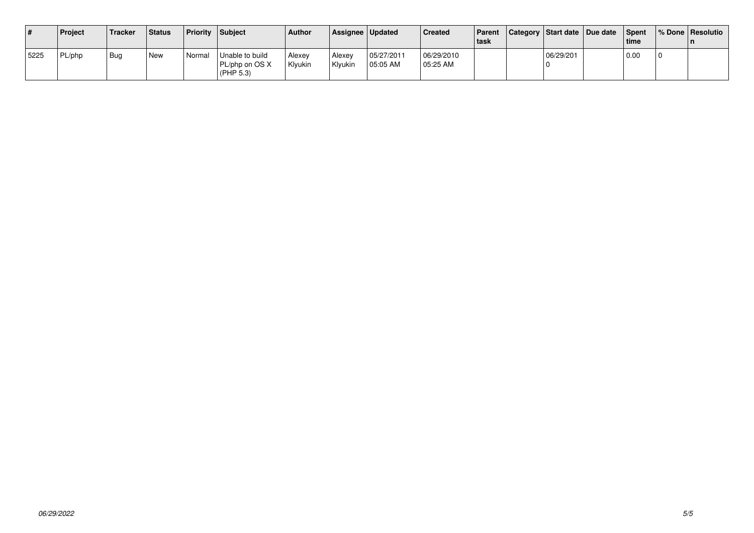| # | Project | Tracker | Status | Priority | Subject | Author | Assignee | Updated | Created | Parent task | Category | Start date | Due date | Spent time | % Done | Resolution |
|---|---|---|---|---|---|---|---|---|---|---|---|---|---|---|---|---|
| 5225 | PL/php | Bug | New | Normal | Unable to build PL/php on OS X (PHP 5.3) | Alexey Klyukin | Alexey Klyukin | 05/27/2011 05:05 AM | 06/29/2010 05:25 AM | | | 06/29/2010 | | 0.00 | 0 | |